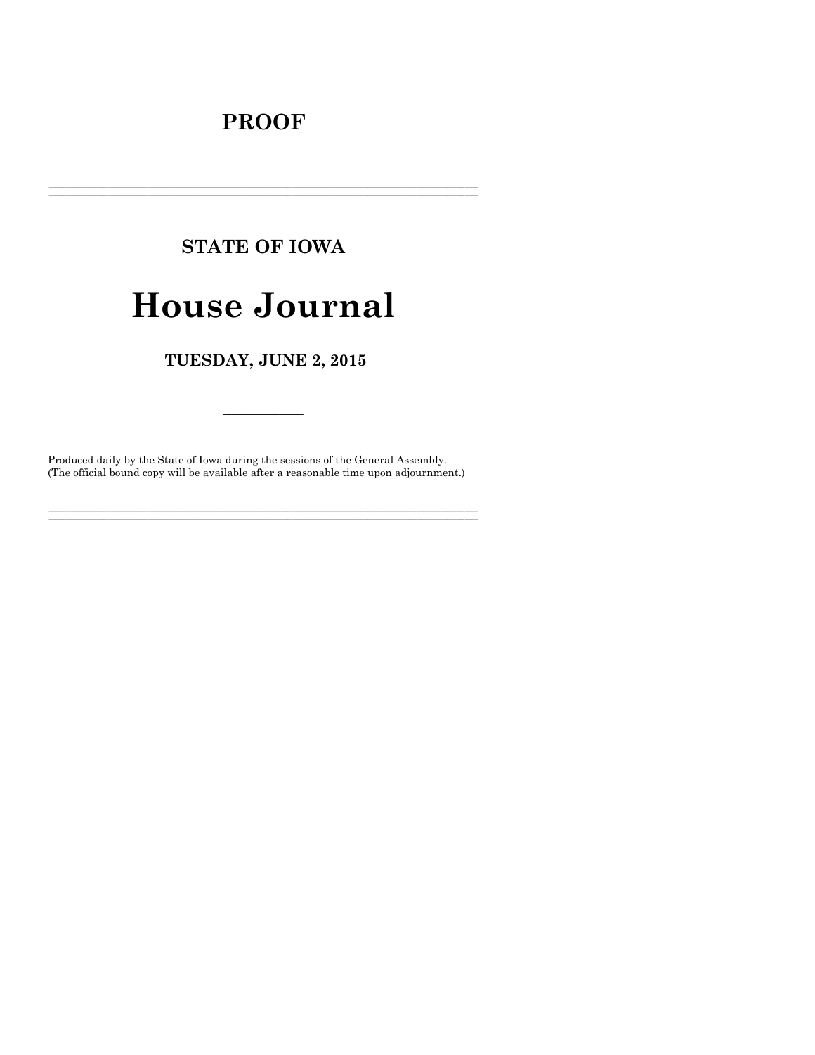# PROOF

---

## STATE OF IOWA

# House Journal

## TUESDAY, JUNE 2, 2015

---

Produced daily by the State of Iowa during the sessions of the General Assembly.
(The official bound copy will be available after a reasonable time upon adjournment.)

---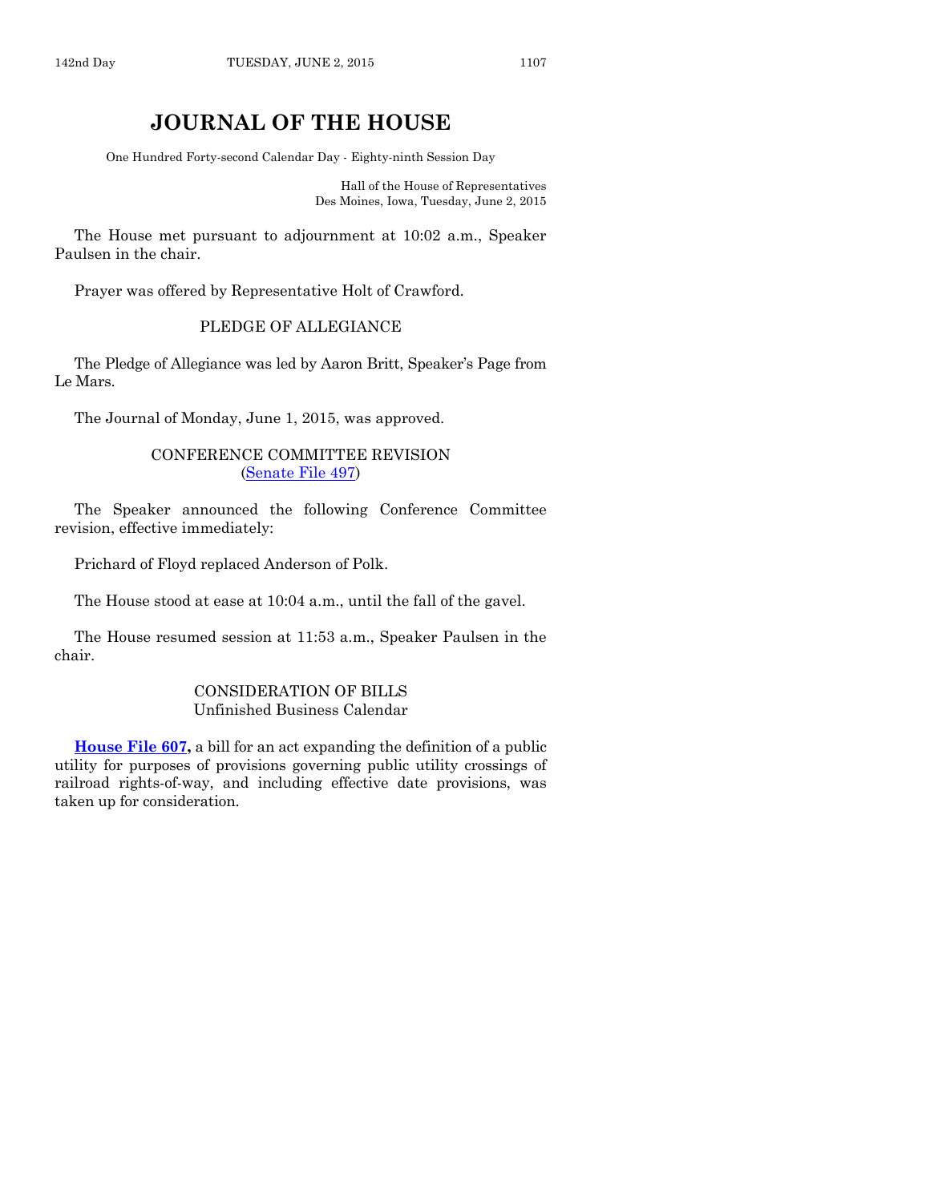# JOURNAL OF THE HOUSE

One Hundred Forty-second Calendar Day - Eighty-ninth Session Day

Hall of the House of Representatives
Des Moines, Iowa, Tuesday, June 2, 2015

The House met pursuant to adjournment at 10:02 a.m., Speaker Paulsen in the chair.

Prayer was offered by Representative Holt of Crawford.

PLEDGE OF ALLEGIANCE

The Pledge of Allegiance was led by Aaron Britt, Speaker's Page from Le Mars.

The Journal of Monday, June 1, 2015, was approved.

CONFERENCE COMMITTEE REVISION
(Senate File 497)

The Speaker announced the following Conference Committee revision, effective immediately:

Prichard of Floyd replaced Anderson of Polk.

The House stood at ease at 10:04 a.m., until the fall of the gavel.

The House resumed session at 11:53 a.m., Speaker Paulsen in the chair.

CONSIDERATION OF BILLS
Unfinished Business Calendar

**House File 607,** a bill for an act expanding the definition of a public utility for purposes of provisions governing public utility crossings of railroad rights-of-way, and including effective date provisions, was taken up for consideration.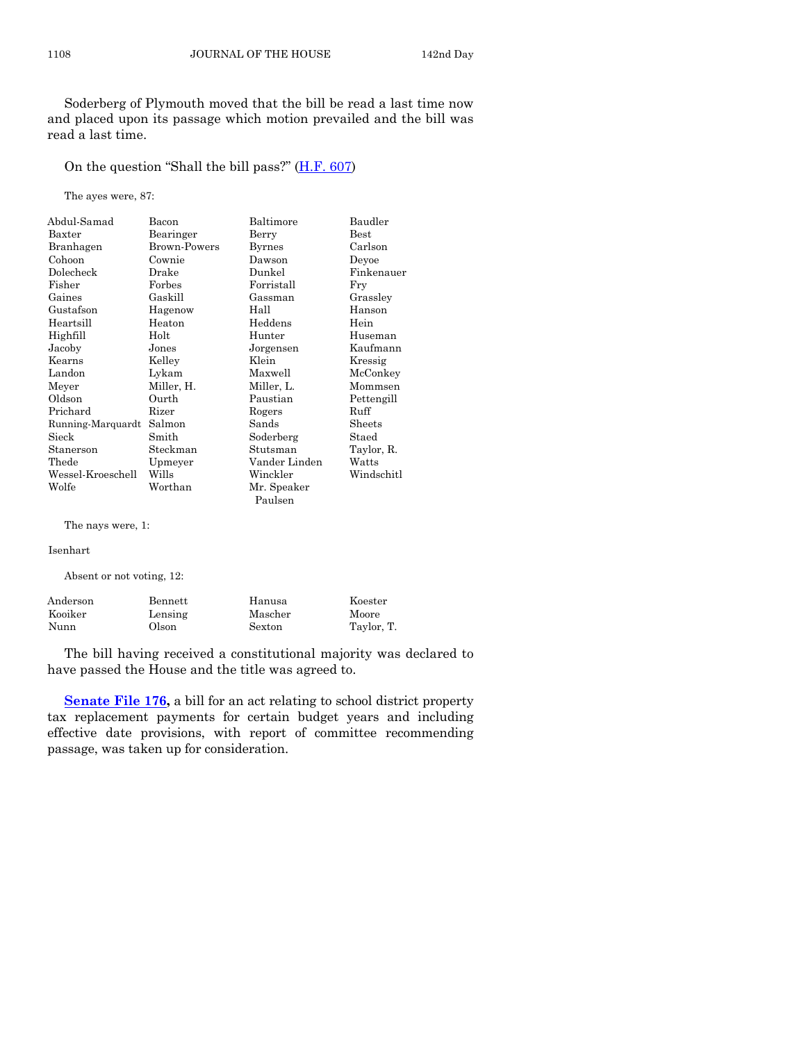Soderberg of Plymouth moved that the bill be read a last time now and placed upon its passage which motion prevailed and the bill was read a last time.

On the question "Shall the bill pass?" (H.F. 607)

The ayes were, 87:

| | | | |
|---|---|---|---|
| Abdul-Samad | Bacon | Baltimore | Baudler |
| Baxter | Bearinger | Berry | Best |
| Branhagen | Brown-Powers | Byrnes | Carlson |
| Cohoon | Cownie | Dawson | Deyoe |
| Dolecheck | Drake | Dunkel | Finkenauer |
| Fisher | Forbes | Forristall | Fry |
| Gaines | Gaskill | Gassman | Grassley |
| Gustafson | Hagenow | Hall | Hanson |
| Heartsill | Heaton | Heddens | Hein |
| Highfill | Holt | Hunter | Huseman |
| Jacoby | Jones | Jorgensen | Kaufmann |
| Kearns | Kelley | Klein | Kressig |
| Landon | Lykam | Maxwell | McConkey |
| Meyer | Miller, H. | Miller, L. | Mommsen |
| Oldson | Ourth | Paustian | Pettengill |
| Prichard | Rizer | Rogers | Ruff |
| Running-Marquardt | Salmon | Sands | Sheets |
| Sieck | Smith | Soderberg | Staed |
| Stanerson | Steckman | Stutsman | Taylor, R. |
| Thede | Upmeyer | Vander Linden | Watts |
| Wessel-Kroeschell | Wills | Winckler | Windschitl |
| Wolfe | Worthan | Mr. Speaker Paulsen | |

The nays were, 1:

Isenhart

Absent or not voting, 12:

| | | | |
|---|---|---|---|
| Anderson | Bennett | Hanusa | Koester |
| Kooiker | Lensing | Mascher | Moore |
| Nunn | Olson | Sexton | Taylor, T. |

The bill having received a constitutional majority was declared to have passed the House and the title was agreed to.

**Senate File 176,** a bill for an act relating to school district property tax replacement payments for certain budget years and including effective date provisions, with report of committee recommending passage, was taken up for consideration.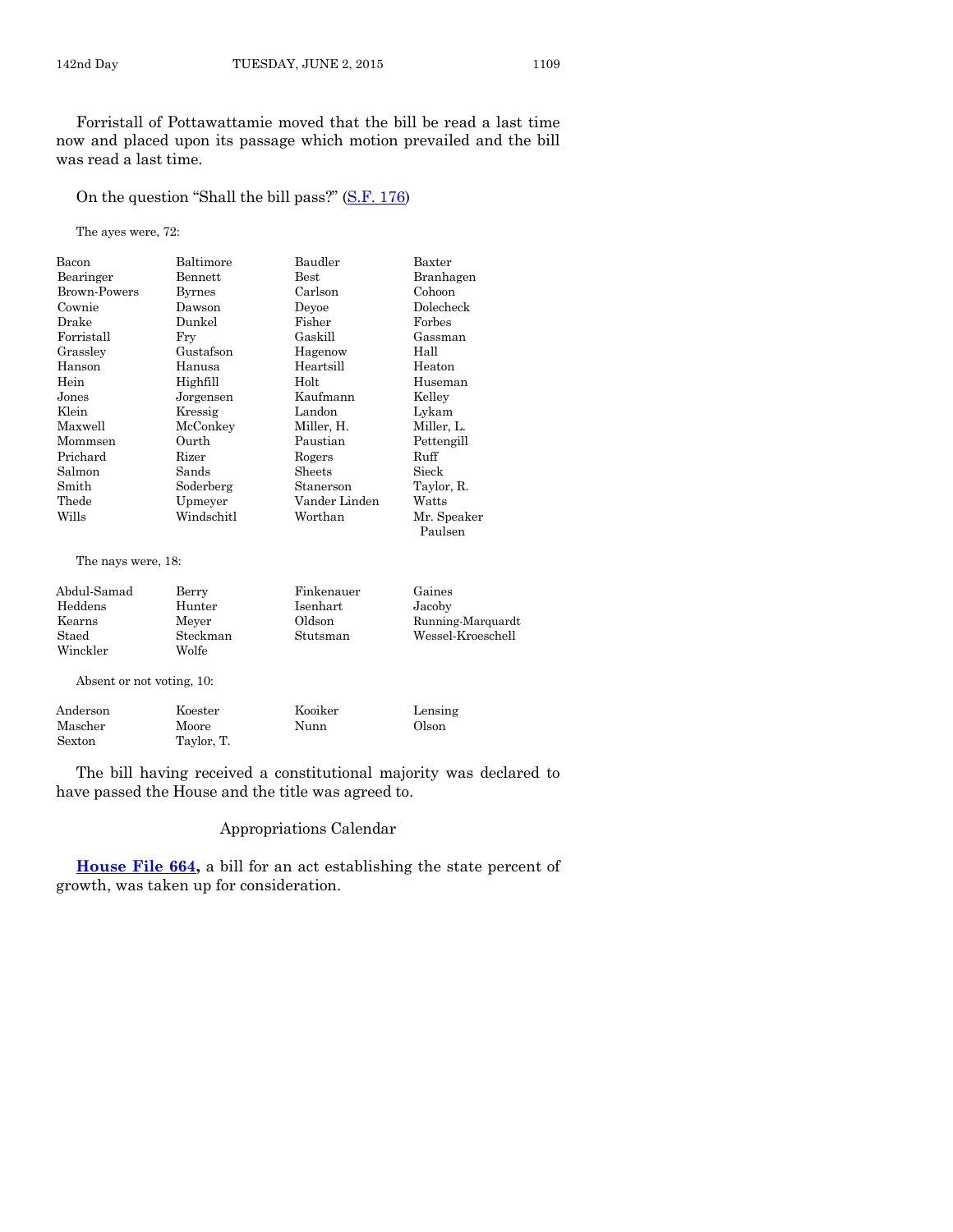Forristall of Pottawattamie moved that the bill be read a last time now and placed upon its passage which motion prevailed and the bill was read a last time.

On the question "Shall the bill pass?" (S.F. 176)

The ayes were, 72:

| | | | |
|---|---|---|---|
| Bacon | Baltimore | Baudler | Baxter |
| Bearinger | Bennett | Best | Branhagen |
| Brown-Powers | Byrnes | Carlson | Cohoon |
| Cownie | Dawson | Deyoe | Dolecheck |
| Drake | Dunkel | Fisher | Forbes |
| Forristall | Fry | Gaskill | Gassman |
| Grassley | Gustafson | Hagenow | Hall |
| Hanson | Hanusa | Heartsill | Heaton |
| Hein | Highfill | Holt | Huseman |
| Jones | Jorgensen | Kaufmann | Kelley |
| Klein | Kressig | Landon | Lykam |
| Maxwell | McConkey | Miller, H. | Miller, L. |
| Mommsen | Ourth | Paustian | Pettengill |
| Prichard | Rizer | Rogers | Ruff |
| Salmon | Sands | Sheets | Sieck |
| Smith | Soderberg | Stanerson | Taylor, R. |
| Thede | Upmeyer | Vander Linden | Watts |
| Wills | Windschitl | Worthan | Mr. Speaker Paulsen |

The nays were, 18:

| | | | |
|---|---|---|---|
| Abdul-Samad | Berry | Finkenauer | Gaines |
| Heddens | Hunter | Isenhart | Jacoby |
| Kearns | Meyer | Oldson | Running-Marquardt |
| Staed | Steckman | Stutsman | Wessel-Kroeschell |
| Winckler | Wolfe | | |

Absent or not voting, 10:

| | | | |
|---|---|---|---|
| Anderson | Koester | Kooiker | Lensing |
| Mascher | Moore | Nunn | Olson |
| Sexton | Taylor, T. | | |

The bill having received a constitutional majority was declared to have passed the House and the title was agreed to.

## Appropriations Calendar

**House File 664,** a bill for an act establishing the state percent of growth, was taken up for consideration.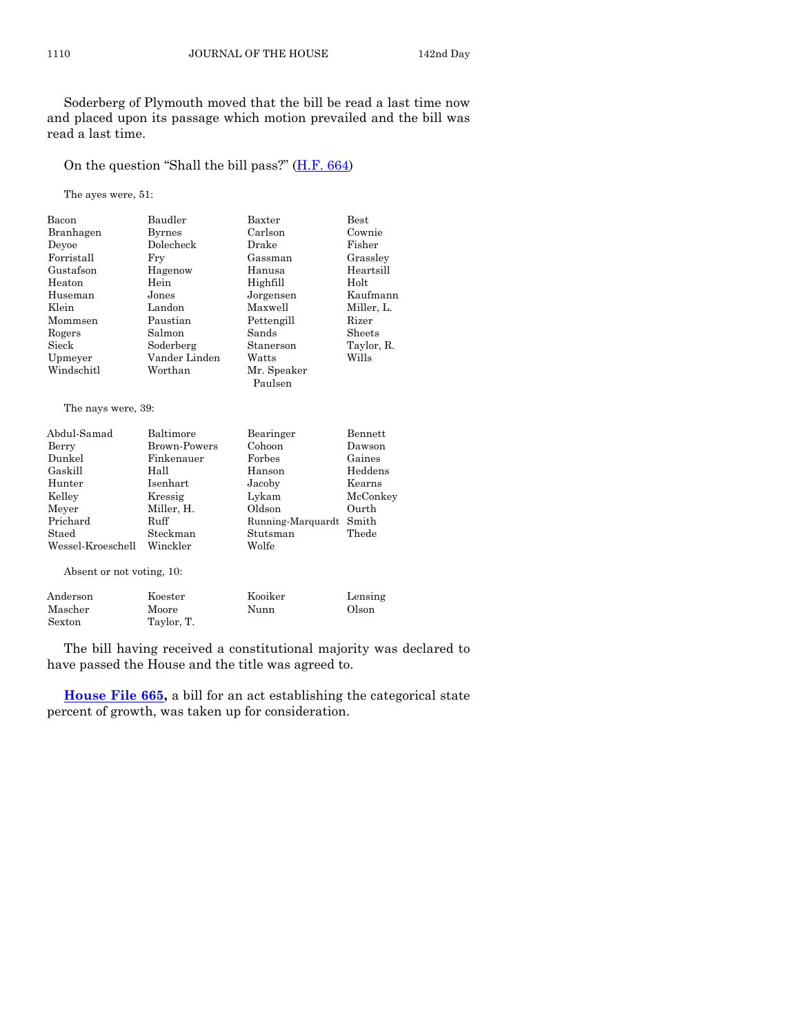Soderberg of Plymouth moved that the bill be read a last time now and placed upon its passage which motion prevailed and the bill was read a last time.

On the question "Shall the bill pass?" (H.F. 664)

The ayes were, 51:

| | | | |
|---|---|---|---|
| Bacon | Baudler | Baxter | Best |
| Branhagen | Byrnes | Carlson | Cownie |
| Deyoe | Dolecheck | Drake | Fisher |
| Forristall | Fry | Gassman | Grassley |
| Gustafson | Hagenow | Hanusa | Heartsill |
| Heaton | Hein | Highfill | Holt |
| Huseman | Jones | Jorgensen | Kaufmann |
| Klein | Landon | Maxwell | Miller, L. |
| Mommsen | Paustian | Pettengill | Rizer |
| Rogers | Salmon | Sands | Sheets |
| Sieck | Soderberg | Stanerson | Taylor, R. |
| Upmeyer | Vander Linden | Watts | Wills |
| Windschitl | Worthan | Mr. Speaker Paulsen | |

The nays were, 39:

| | | | |
|---|---|---|---|
| Abdul-Samad | Baltimore | Bearinger | Bennett |
| Berry | Brown-Powers | Cohoon | Dawson |
| Dunkel | Finkenauer | Forbes | Gaines |
| Gaskill | Hall | Hanson | Heddens |
| Hunter | Isenhart | Jacoby | Kearns |
| Kelley | Kressig | Lykam | McConkey |
| Meyer | Miller, H. | Oldson | Ourth |
| Prichard | Ruff | Running-Marquardt | Smith |
| Staed | Steckman | Stutsman | Thede |
| Wessel-Kroeschell | Winckler | Wolfe | |

Absent or not voting, 10:

| | | | |
|---|---|---|---|
| Anderson | Koester | Kooiker | Lensing |
| Mascher | Moore | Nunn | Olson |
| Sexton | Taylor, T. | | |

The bill having received a constitutional majority was declared to have passed the House and the title was agreed to.

**House File 665,** a bill for an act establishing the categorical state percent of growth, was taken up for consideration.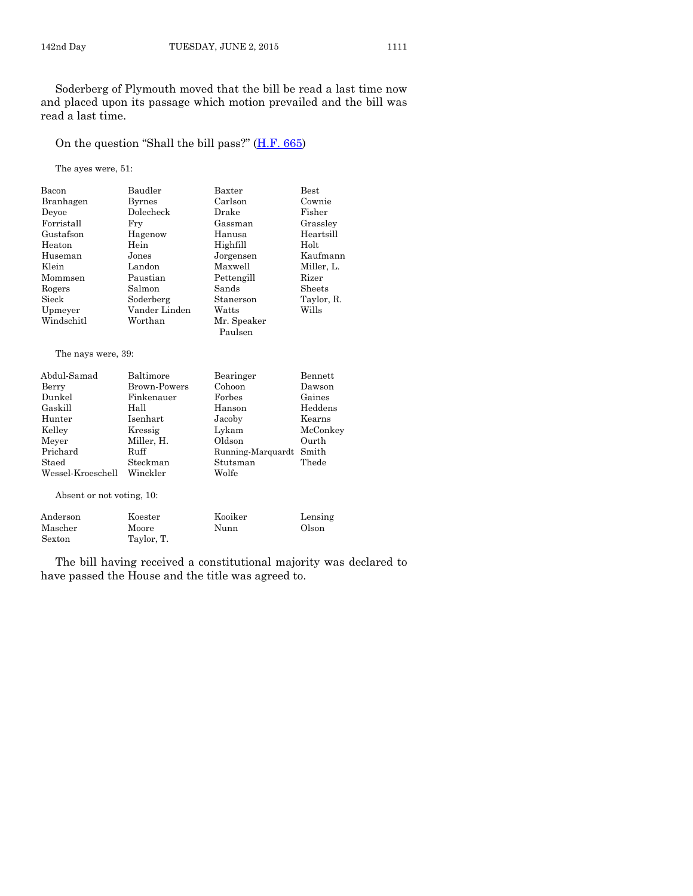Soderberg of Plymouth moved that the bill be read a last time now and placed upon its passage which motion prevailed and the bill was read a last time.

On the question "Shall the bill pass?" (H.F. 665)

The ayes were, 51:

| | | | |
|---|---|---|---|
| Bacon | Baudler | Baxter | Best |
| Branhagen | Byrnes | Carlson | Cownie |
| Deyoe | Dolecheck | Drake | Fisher |
| Forristall | Fry | Gassman | Grassley |
| Gustafson | Hagenow | Hanusa | Heartsill |
| Heaton | Hein | Highfill | Holt |
| Huseman | Jones | Jorgensen | Kaufmann |
| Klein | Landon | Maxwell | Miller, L. |
| Mommsen | Paustian | Pettengill | Rizer |
| Rogers | Salmon | Sands | Sheets |
| Sieck | Soderberg | Stanerson | Taylor, R. |
| Upmeyer | Vander Linden | Watts | Wills |
| Windschitl | Worthan | Mr. Speaker Paulsen | |

The nays were, 39:

| | | | |
|---|---|---|---|
| Abdul-Samad | Baltimore | Bearinger | Bennett |
| Berry | Brown-Powers | Cohoon | Dawson |
| Dunkel | Finkenauer | Forbes | Gaines |
| Gaskill | Hall | Hanson | Heddens |
| Hunter | Isenhart | Jacoby | Kearns |
| Kelley | Kressig | Lykam | McConkey |
| Meyer | Miller, H. | Oldson | Ourth |
| Prichard | Ruff | Running-Marquardt | Smith |
| Staed | Steckman | Stutsman | Thede |
| Wessel-Kroeschell | Winckler | Wolfe | |

Absent or not voting, 10:

| | | | |
|---|---|---|---|
| Anderson | Koester | Kooiker | Lensing |
| Mascher | Moore | Nunn | Olson |
| Sexton | Taylor, T. | | |

The bill having received a constitutional majority was declared to have passed the House and the title was agreed to.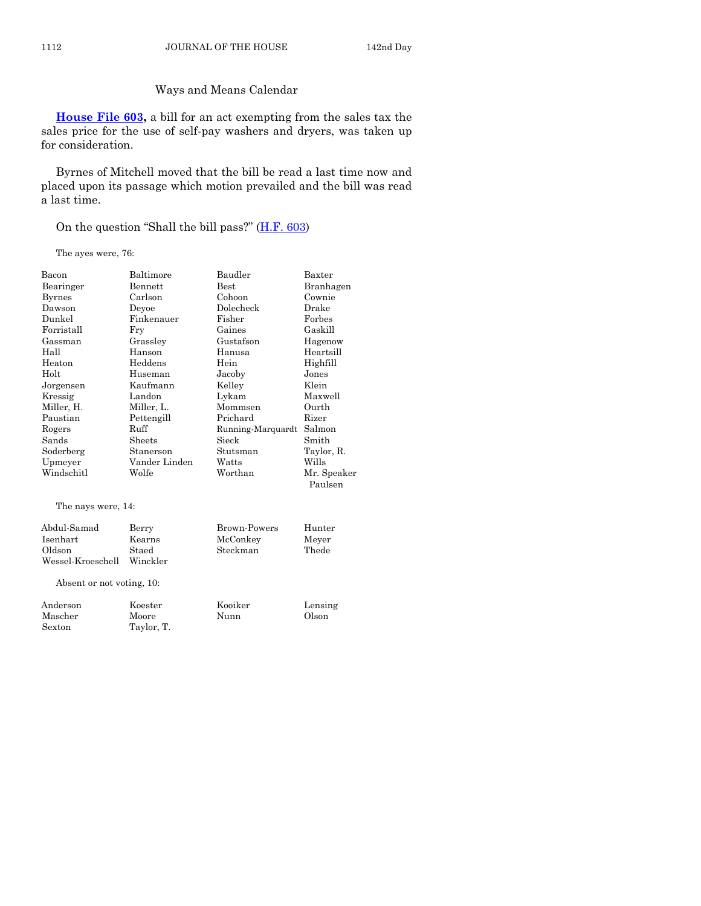## Ways and Means Calendar

**House File 603,** a bill for an act exempting from the sales tax the sales price for the use of self-pay washers and dryers, was taken up for consideration.

Byrnes of Mitchell moved that the bill be read a last time now and placed upon its passage which motion prevailed and the bill was read a last time.

On the question "Shall the bill pass?" (H.F. 603)

The ayes were, 76:

| | | | |
|---|---|---|---|
| Bacon | Baltimore | Baudler | Baxter |
| Bearinger | Bennett | Best | Branhagen |
| Byrnes | Carlson | Cohoon | Cownie |
| Dawson | Deyoe | Dolecheck | Drake |
| Dunkel | Finkenauer | Fisher | Forbes |
| Forristall | Fry | Gaines | Gaskill |
| Gassman | Grassley | Gustafson | Hagenow |
| Hall | Hanson | Hanusa | Heartsill |
| Heaton | Heddens | Hein | Highfill |
| Holt | Huseman | Jacoby | Jones |
| Jorgensen | Kaufmann | Kelley | Klein |
| Kressig | Landon | Lykam | Maxwell |
| Miller, H. | Miller, L. | Mommsen | Ourth |
| Paustian | Pettengill | Prichard | Rizer |
| Rogers | Ruff | Running-Marquardt | Salmon |
| Sands | Sheets | Sieck | Smith |
| Soderberg | Stanerson | Stutsman | Taylor, R. |
| Upmeyer | Vander Linden | Watts | Wills |
| Windschitl | Wolfe | Worthan | Mr. Speaker Paulsen |

The nays were, 14:

| | | | |
|---|---|---|---|
| Abdul-Samad | Berry | Brown-Powers | Hunter |
| Isenhart | Kearns | McConkey | Meyer |
| Oldson | Staed | Steckman | Thede |
| Wessel-Kroeschell | Winckler | | |

Absent or not voting, 10:

| | | | |
|---|---|---|---|
| Anderson | Koester | Kooiker | Lensing |
| Mascher | Moore | Nunn | Olson |
| Sexton | Taylor, T. | | |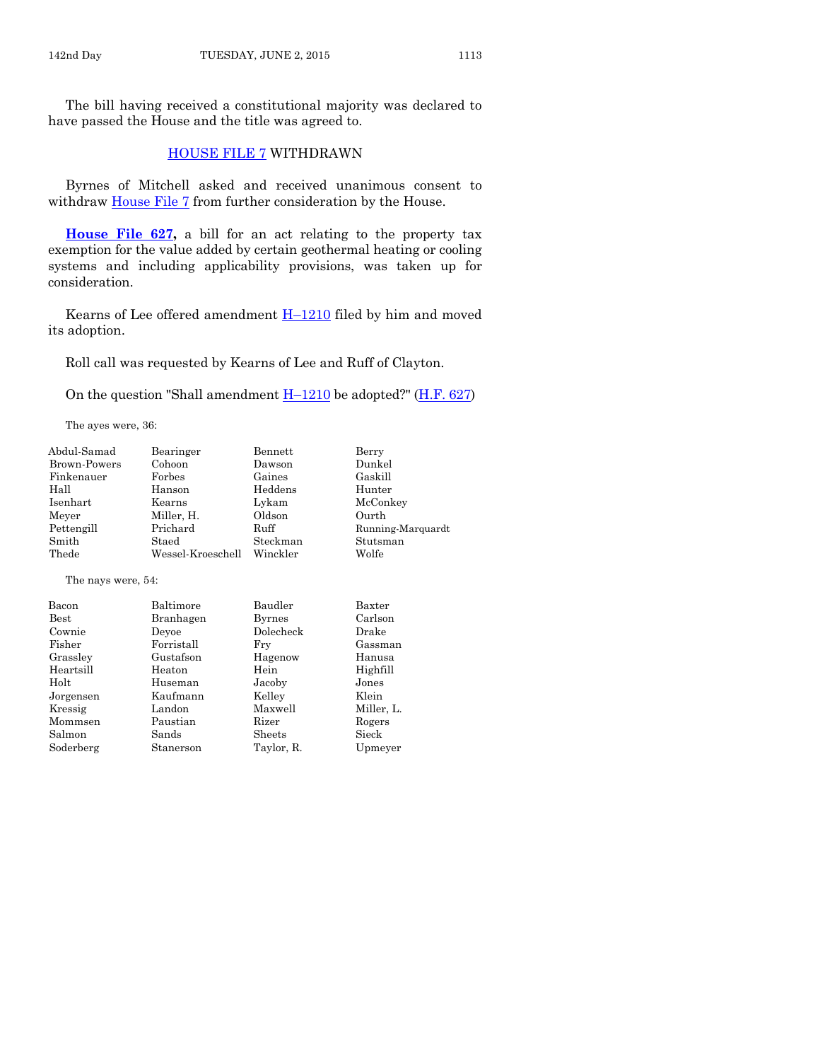The bill having received a constitutional majority was declared to have passed the House and the title was agreed to.

## HOUSE FILE 7 WITHDRAWN

Byrnes of Mitchell asked and received unanimous consent to withdraw House File 7 from further consideration by the House.

**House File 627,** a bill for an act relating to the property tax exemption for the value added by certain geothermal heating or cooling systems and including applicability provisions, was taken up for consideration.

Kearns of Lee offered amendment H–1210 filed by him and moved its adoption.

Roll call was requested by Kearns of Lee and Ruff of Clayton.

On the question "Shall amendment H–1210 be adopted?" (H.F. 627)

The ayes were, 36:

| | | | |
|---|---|---|---|
| Abdul-Samad | Bearinger | Bennett | Berry |
| Brown-Powers | Cohoon | Dawson | Dunkel |
| Finkenauer | Forbes | Gaines | Gaskill |
| Hall | Hanson | Heddens | Hunter |
| Isenhart | Kearns | Lykam | McConkey |
| Meyer | Miller, H. | Oldson | Ourth |
| Pettengill | Prichard | Ruff | Running-Marquardt |
| Smith | Staed | Steckman | Stutsman |
| Thede | Wessel-Kroeschell | Winckler | Wolfe |

The nays were, 54:

| | | | |
|---|---|---|---|
| Bacon | Baltimore | Baudler | Baxter |
| Best | Branhagen | Byrnes | Carlson |
| Cownie | Deyoe | Dolecheck | Drake |
| Fisher | Forristall | Fry | Gassman |
| Grassley | Gustafson | Hagenow | Hanusa |
| Heartsill | Heaton | Hein | Highfill |
| Holt | Huseman | Jacoby | Jones |
| Jorgensen | Kaufmann | Kelley | Klein |
| Kressig | Landon | Maxwell | Miller, L. |
| Mommsen | Paustian | Rizer | Rogers |
| Salmon | Sands | Sheets | Sieck |
| Soderberg | Stanerson | Taylor, R. | Upmeyer |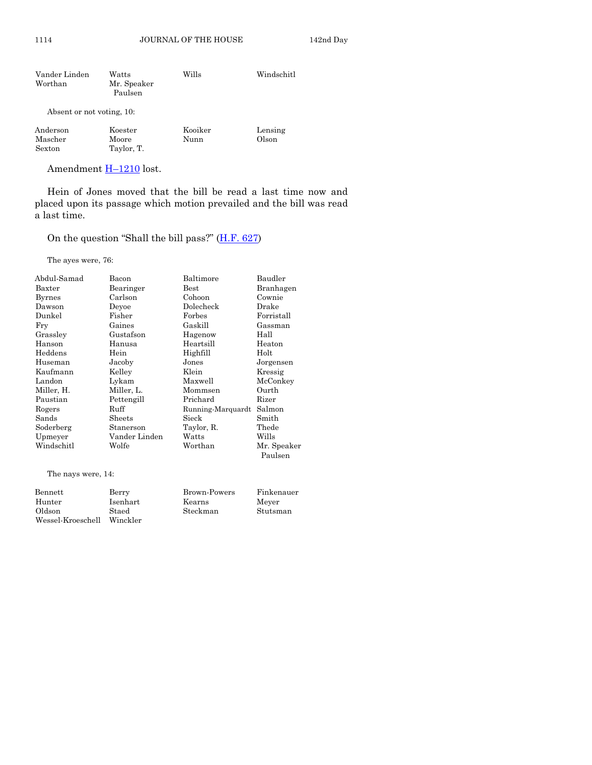| | | | |
|---|---|---|---|
| Vander Linden | Watts | Wills | Windschitl |
| Worthan | Mr. Speaker Paulsen | | |

Absent or not voting, 10:

| | | | |
|---|---|---|---|
| Anderson | Koester | Kooiker | Lensing |
| Mascher | Moore | Nunn | Olson |
| Sexton | Taylor, T. | | |

Amendment H–1210 lost.

Hein of Jones moved that the bill be read a last time now and placed upon its passage which motion prevailed and the bill was read a last time.

On the question "Shall the bill pass?" (H.F. 627)

The ayes were, 76:

| | | | |
|---|---|---|---|
| Abdul-Samad | Bacon | Baltimore | Baudler |
| Baxter | Bearinger | Best | Branhagen |
| Byrnes | Carlson | Cohoon | Cownie |
| Dawson | Deyoe | Dolecheck | Drake |
| Dunkel | Fisher | Forbes | Forristall |
| Fry | Gaines | Gaskill | Gassman |
| Grassley | Gustafson | Hagenow | Hall |
| Hanson | Hanusa | Heartsill | Heaton |
| Heddens | Hein | Highfill | Holt |
| Huseman | Jacoby | Jones | Jorgensen |
| Kaufmann | Kelley | Klein | Kressig |
| Landon | Lykam | Maxwell | McConkey |
| Miller, H. | Miller, L. | Mommsen | Ourth |
| Paustian | Pettengill | Prichard | Rizer |
| Rogers | Ruff | Running-Marquardt | Salmon |
| Sands | Sheets | Sieck | Smith |
| Soderberg | Stanerson | Taylor, R. | Thede |
| Upmeyer | Vander Linden | Watts | Wills |
| Windschitl | Wolfe | Worthan | Mr. Speaker Paulsen |

The nays were, 14:

| | | | |
|---|---|---|---|
| Bennett | Berry | Brown-Powers | Finkenauer |
| Hunter | Isenhart | Kearns | Meyer |
| Oldson | Staed | Steckman | Stutsman |
| Wessel-Kroeschell | Winckler | | |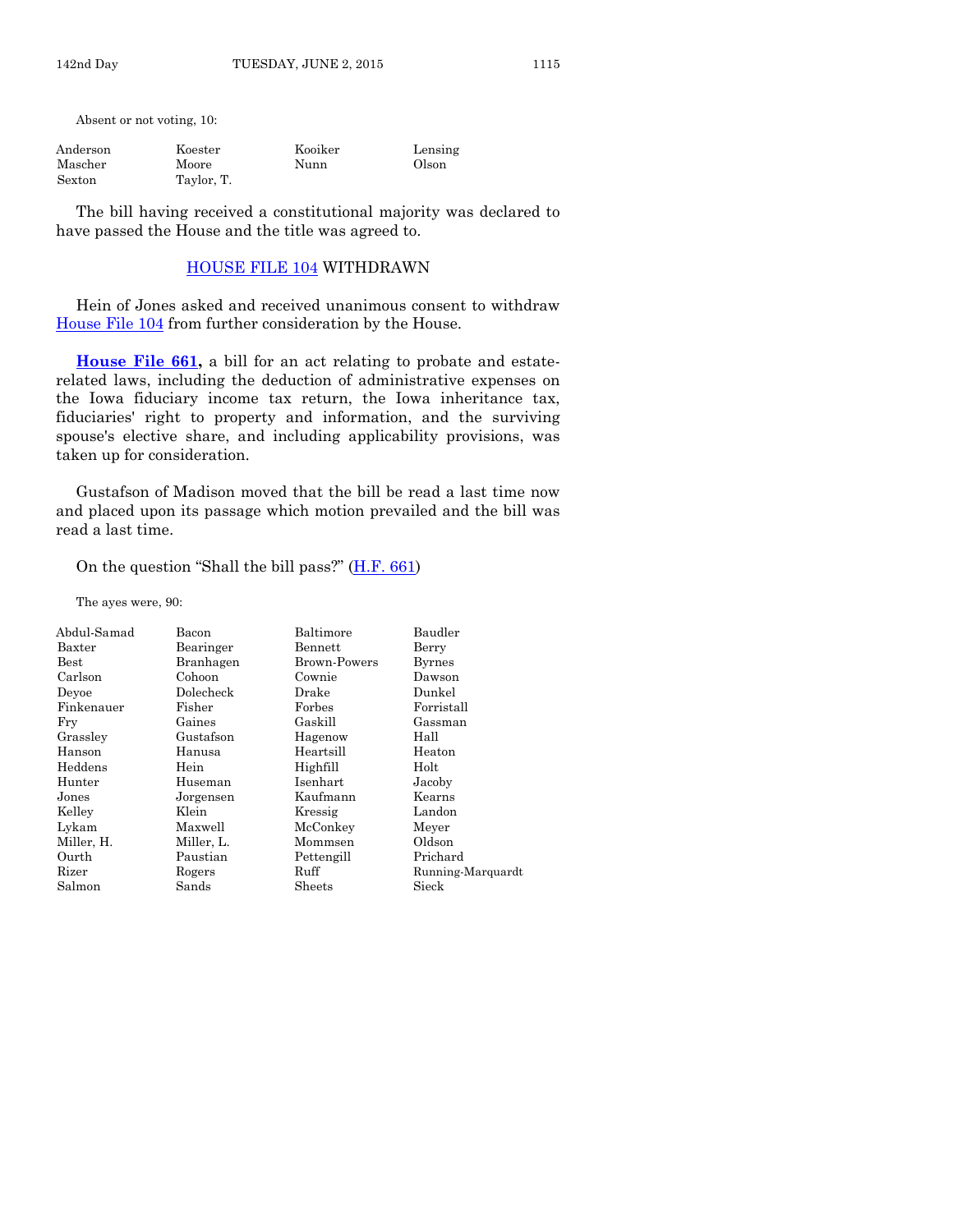Absent or not voting, 10:

| | | | |
|---|---|---|---|
| Anderson | Koester | Kooiker | Lensing |
| Mascher | Moore | Nunn | Olson |
| Sexton | Taylor, T. | | |

The bill having received a constitutional majority was declared to have passed the House and the title was agreed to.

## HOUSE FILE 104 WITHDRAWN

Hein of Jones asked and received unanimous consent to withdraw House File 104 from further consideration by the House.

**House File 661,** a bill for an act relating to probate and estate-related laws, including the deduction of administrative expenses on the Iowa fiduciary income tax return, the Iowa inheritance tax, fiduciaries' right to property and information, and the surviving spouse's elective share, and including applicability provisions, was taken up for consideration.

Gustafson of Madison moved that the bill be read a last time now and placed upon its passage which motion prevailed and the bill was read a last time.

On the question "Shall the bill pass?" (H.F. 661)

The ayes were, 90:

| | | | |
|---|---|---|---|
| Abdul-Samad | Bacon | Baltimore | Baudler |
| Baxter | Bearinger | Bennett | Berry |
| Best | Branhagen | Brown-Powers | Byrnes |
| Carlson | Cohoon | Cownie | Dawson |
| Deyoe | Dolecheck | Drake | Dunkel |
| Finkenauer | Fisher | Forbes | Forristall |
| Fry | Gaines | Gaskill | Gassman |
| Grassley | Gustafson | Hagenow | Hall |
| Hanson | Hanusa | Heartsill | Heaton |
| Heddens | Hein | Highfill | Holt |
| Hunter | Huseman | Isenhart | Jacoby |
| Jones | Jorgensen | Kaufmann | Kearns |
| Kelley | Klein | Kressig | Landon |
| Lykam | Maxwell | McConkey | Meyer |
| Miller, H. | Miller, L. | Mommsen | Oldson |
| Ourth | Paustian | Pettengill | Prichard |
| Rizer | Rogers | Ruff | Running-Marquardt |
| Salmon | Sands | Sheets | Sieck |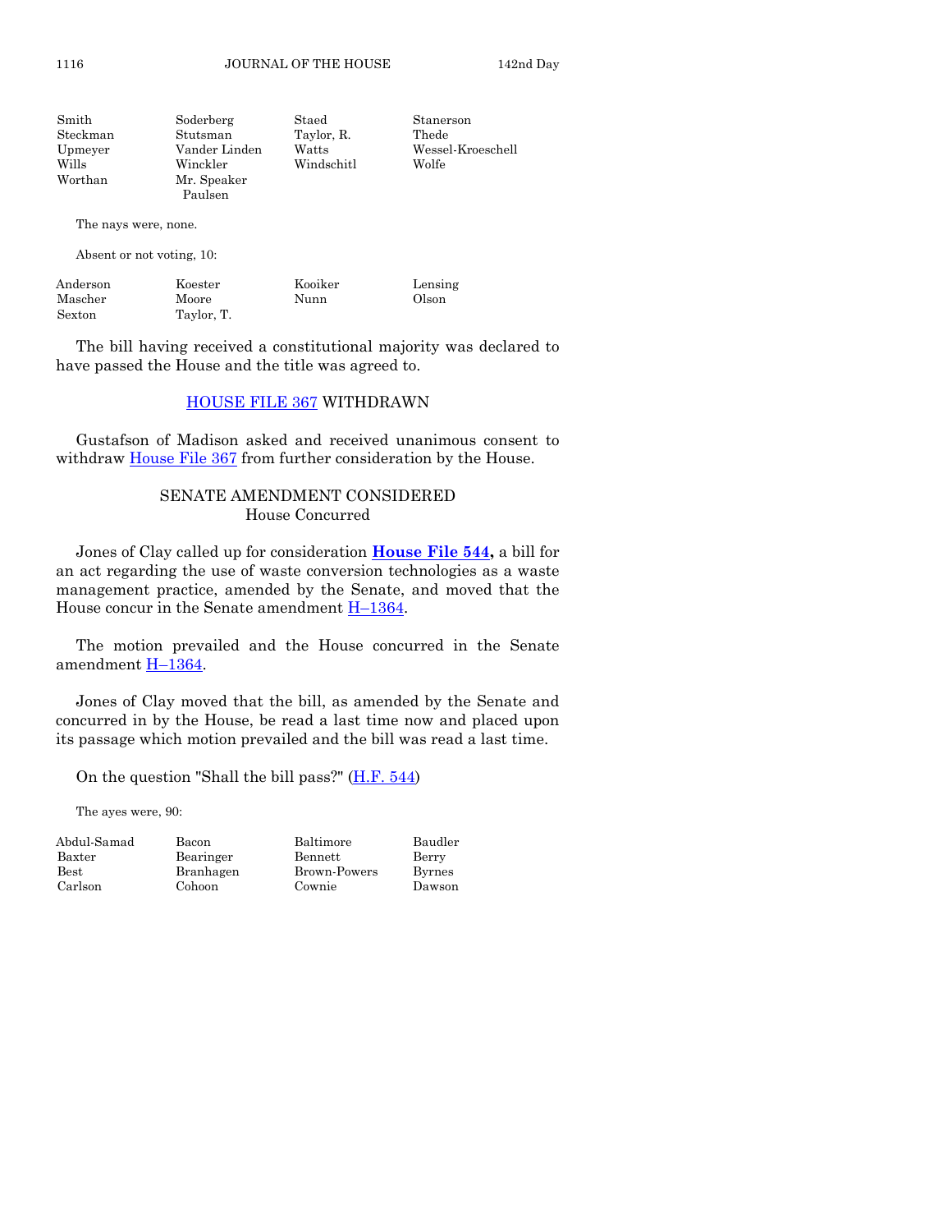| | | | |
|---|---|---|---|
| Smith | Soderberg | Staed | Stanerson |
| Steckman | Stutsman | Taylor, R. | Thede |
| Upmeyer | Vander Linden | Watts | Wessel-Kroeschell |
| Wills | Winckler | Windschitl | Wolfe |
| Worthan | Mr. Speaker Paulsen | | |

The nays were, none.

Absent or not voting, 10:

| | | | |
|---|---|---|---|
| Anderson | Koester | Kooiker | Lensing |
| Mascher | Moore | Nunn | Olson |
| Sexton | Taylor, T. | | |

The bill having received a constitutional majority was declared to have passed the House and the title was agreed to.

## HOUSE FILE 367 WITHDRAWN

Gustafson of Madison asked and received unanimous consent to withdraw House File 367 from further consideration by the House.

## SENATE AMENDMENT CONSIDERED
### House Concurred

Jones of Clay called up for consideration **House File 544,** a bill for an act regarding the use of waste conversion technologies as a waste management practice, amended by the Senate, and moved that the House concur in the Senate amendment H–1364.

The motion prevailed and the House concurred in the Senate amendment H–1364.

Jones of Clay moved that the bill, as amended by the Senate and concurred in by the House, be read a last time now and placed upon its passage which motion prevailed and the bill was read a last time.

On the question "Shall the bill pass?" (H.F. 544)

The ayes were, 90:

| | | | |
|---|---|---|---|
| Abdul-Samad | Bacon | Baltimore | Baudler |
| Baxter | Bearinger | Bennett | Berry |
| Best | Branhagen | Brown-Powers | Byrnes |
| Carlson | Cohoon | Cownie | Dawson |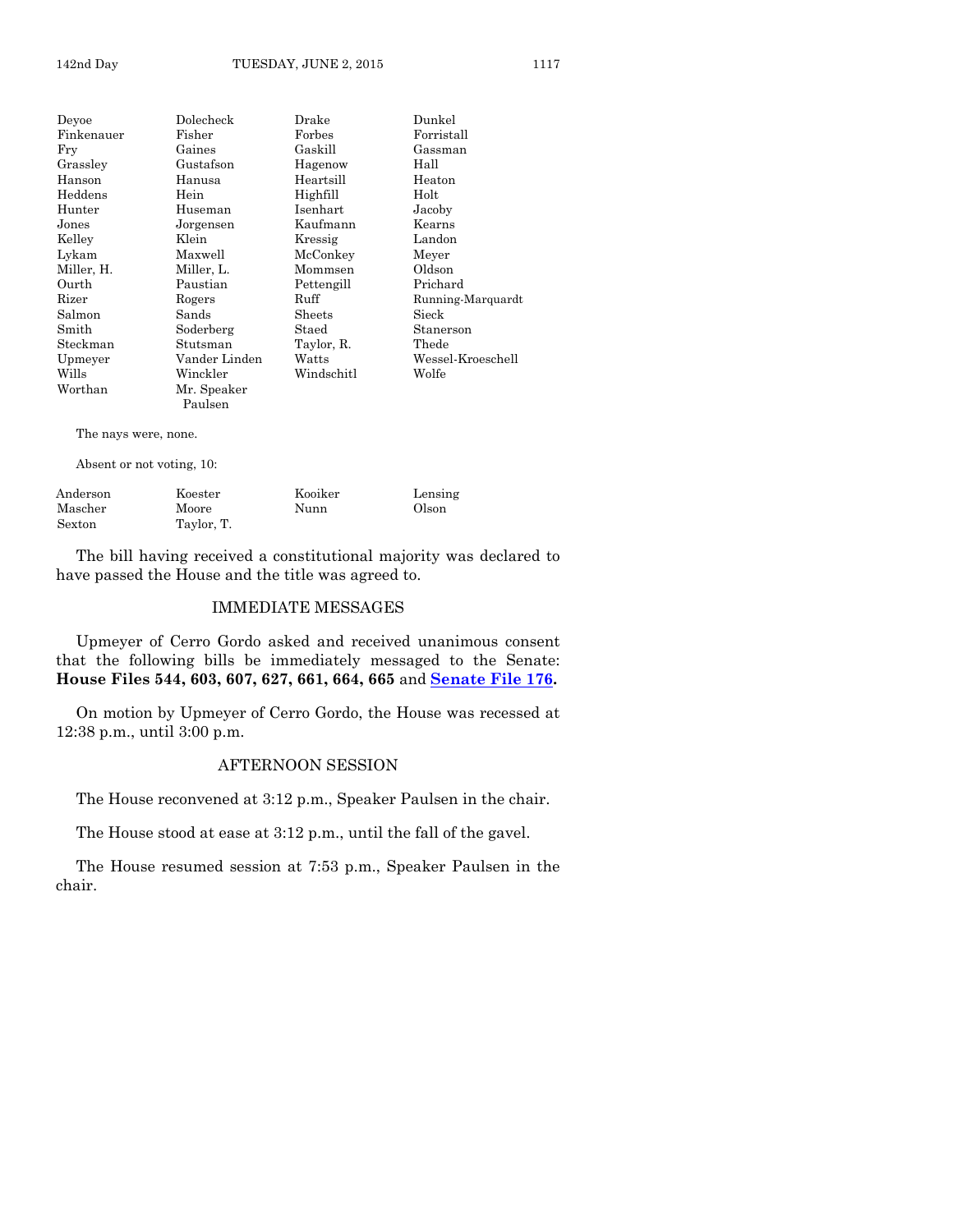| | | | |
|---|---|---|---|
| Deyoe | Dolecheck | Drake | Dunkel |
| Finkenauer | Fisher | Forbes | Forristall |
| Fry | Gaines | Gaskill | Gassman |
| Grassley | Gustafson | Hagenow | Hall |
| Hanson | Hanusa | Heartsill | Heaton |
| Heddens | Hein | Highfill | Holt |
| Hunter | Huseman | Isenhart | Jacoby |
| Jones | Jorgensen | Kaufmann | Kearns |
| Kelley | Klein | Kressig | Landon |
| Lykam | Maxwell | McConkey | Meyer |
| Miller, H. | Miller, L. | Mommsen | Oldson |
| Ourth | Paustian | Pettengill | Prichard |
| Rizer | Rogers | Ruff | Running-Marquardt |
| Salmon | Sands | Sheets | Sieck |
| Smith | Soderberg | Staed | Stanerson |
| Steckman | Stutsman | Taylor, R. | Thede |
| Upmeyer | Vander Linden | Watts | Wessel-Kroeschell |
| Wills | Winckler | Windschitl | Wolfe |
| Worthan | Mr. Speaker Paulsen | | |

The nays were, none.

Absent or not voting, 10:

| | | | |
|---|---|---|---|
| Anderson | Koester | Kooiker | Lensing |
| Mascher | Moore | Nunn | Olson |
| Sexton | Taylor, T. | | |

The bill having received a constitutional majority was declared to have passed the House and the title was agreed to.

## IMMEDIATE MESSAGES

Upmeyer of Cerro Gordo asked and received unanimous consent that the following bills be immediately messaged to the Senate: **House Files 544, 603, 607, 627, 661, 664, 665** and **Senate File 176.**

On motion by Upmeyer of Cerro Gordo, the House was recessed at 12:38 p.m., until 3:00 p.m.

## AFTERNOON SESSION

The House reconvened at 3:12 p.m., Speaker Paulsen in the chair.

The House stood at ease at 3:12 p.m., until the fall of the gavel.

The House resumed session at 7:53 p.m., Speaker Paulsen in the chair.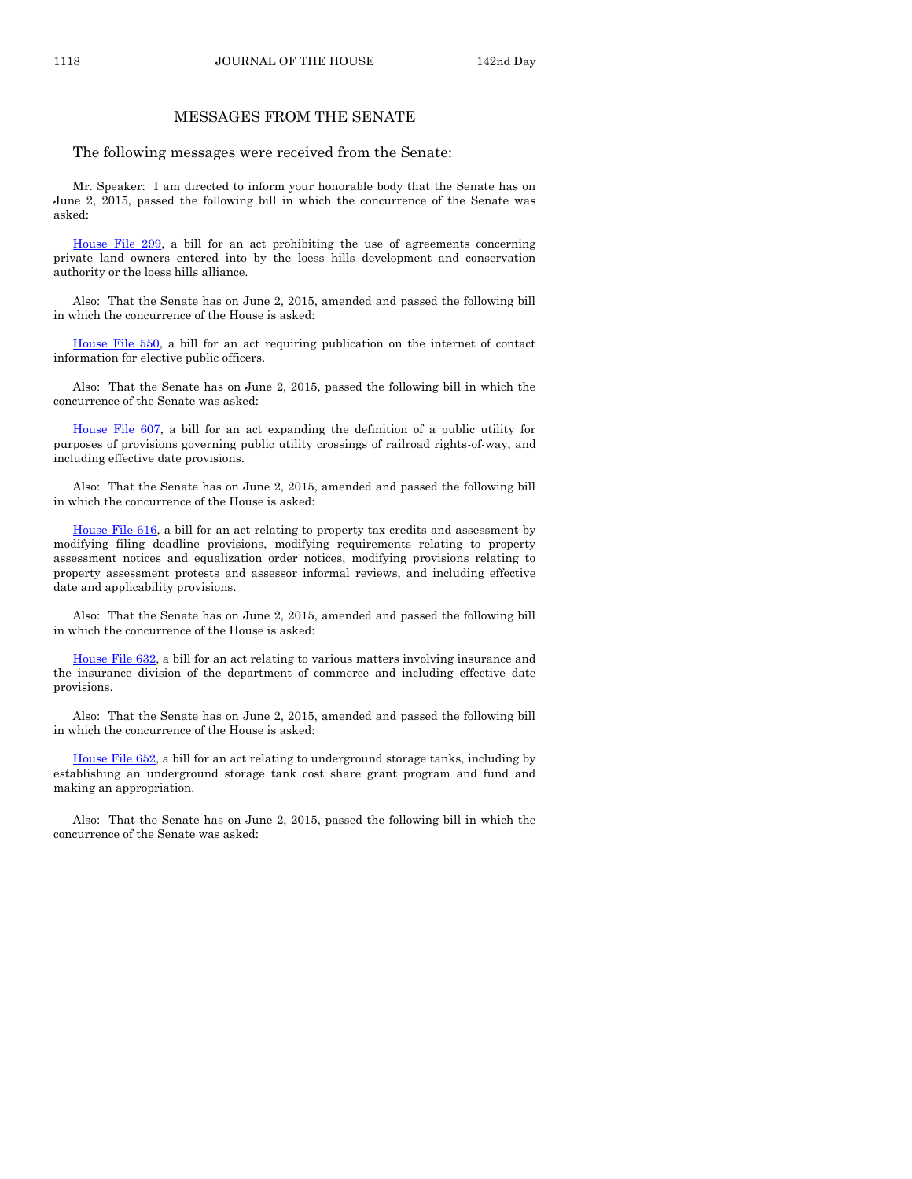## MESSAGES FROM THE SENATE

The following messages were received from the Senate:

Mr. Speaker: I am directed to inform your honorable body that the Senate has on June 2, 2015, passed the following bill in which the concurrence of the Senate was asked:

House File 299, a bill for an act prohibiting the use of agreements concerning private land owners entered into by the loess hills development and conservation authority or the loess hills alliance.

Also: That the Senate has on June 2, 2015, amended and passed the following bill in which the concurrence of the House is asked:

House File 550, a bill for an act requiring publication on the internet of contact information for elective public officers.

Also: That the Senate has on June 2, 2015, passed the following bill in which the concurrence of the Senate was asked:

House File 607, a bill for an act expanding the definition of a public utility for purposes of provisions governing public utility crossings of railroad rights-of-way, and including effective date provisions.

Also: That the Senate has on June 2, 2015, amended and passed the following bill in which the concurrence of the House is asked:

House File 616, a bill for an act relating to property tax credits and assessment by modifying filing deadline provisions, modifying requirements relating to property assessment notices and equalization order notices, modifying provisions relating to property assessment protests and assessor informal reviews, and including effective date and applicability provisions.

Also: That the Senate has on June 2, 2015, amended and passed the following bill in which the concurrence of the House is asked:

House File 632, a bill for an act relating to various matters involving insurance and the insurance division of the department of commerce and including effective date provisions.

Also: That the Senate has on June 2, 2015, amended and passed the following bill in which the concurrence of the House is asked:

House File 652, a bill for an act relating to underground storage tanks, including by establishing an underground storage tank cost share grant program and fund and making an appropriation.

Also: That the Senate has on June 2, 2015, passed the following bill in which the concurrence of the Senate was asked: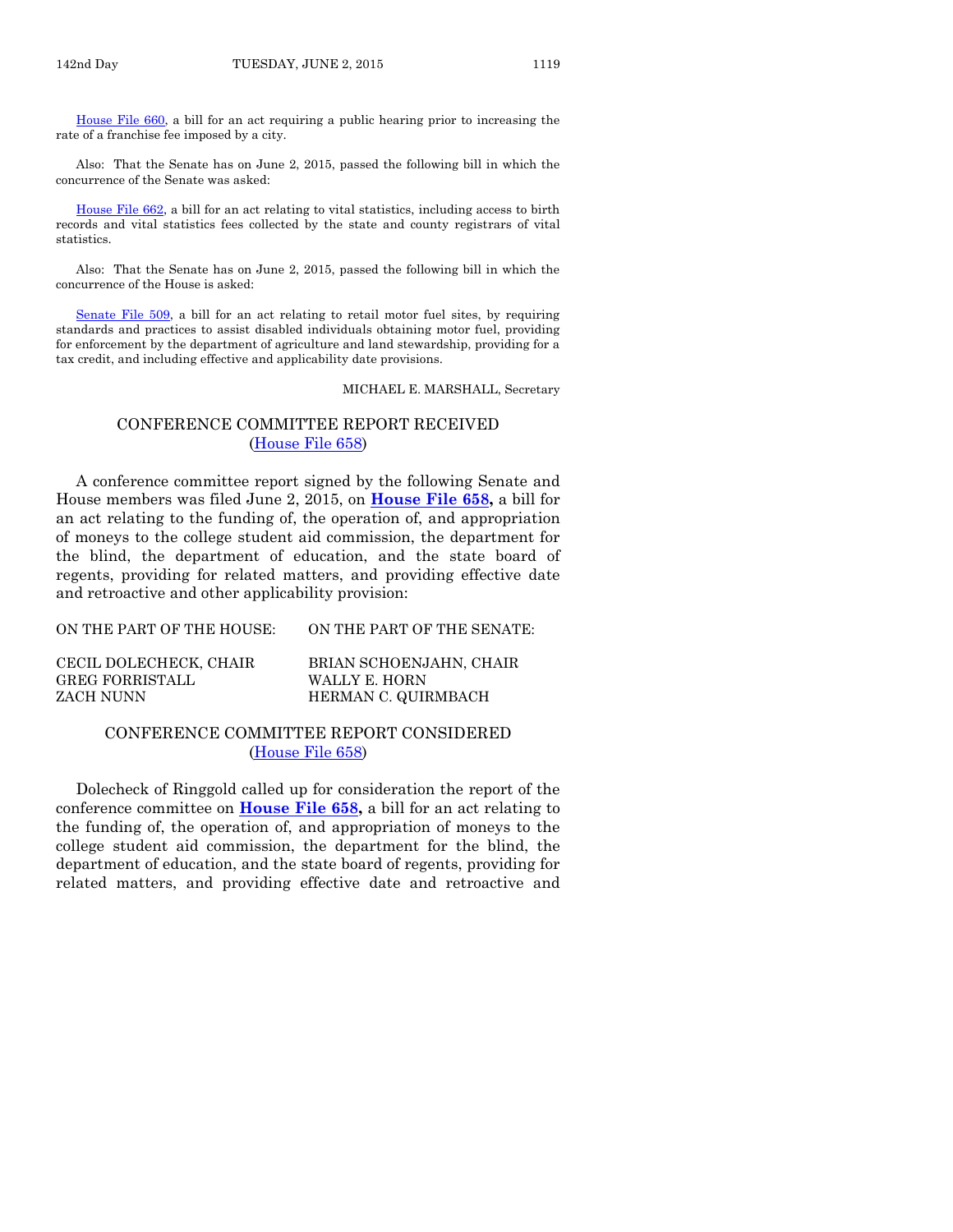House File 660, a bill for an act requiring a public hearing prior to increasing the rate of a franchise fee imposed by a city.

Also: That the Senate has on June 2, 2015, passed the following bill in which the concurrence of the Senate was asked:

House File 662, a bill for an act relating to vital statistics, including access to birth records and vital statistics fees collected by the state and county registrars of vital statistics.

Also: That the Senate has on June 2, 2015, passed the following bill in which the concurrence of the House is asked:

Senate File 509, a bill for an act relating to retail motor fuel sites, by requiring standards and practices to assist disabled individuals obtaining motor fuel, providing for enforcement by the department of agriculture and land stewardship, providing for a tax credit, and including effective and applicability date provisions.

MICHAEL E. MARSHALL, Secretary

## CONFERENCE COMMITTEE REPORT RECEIVED
(House File 658)

A conference committee report signed by the following Senate and House members was filed June 2, 2015, on **House File 658,** a bill for an act relating to the funding of, the operation of, and appropriation of moneys to the college student aid commission, the department for the blind, the department of education, and the state board of regents, providing for related matters, and providing effective date and retroactive and other applicability provision:

| ON THE PART OF THE HOUSE: | ON THE PART OF THE SENATE: |
|---|---|
| CECIL DOLECHECK, CHAIR | BRIAN SCHOENJAHN, CHAIR |
| GREG FORRISTALL | WALLY E. HORN |
| ZACH NUNN | HERMAN C. QUIRMBACH |

## CONFERENCE COMMITTEE REPORT CONSIDERED
(House File 658)

Dolecheck of Ringgold called up for consideration the report of the conference committee on **House File 658,** a bill for an act relating to the funding of, the operation of, and appropriation of moneys to the college student aid commission, the department for the blind, the department of education, and the state board of regents, providing for related matters, and providing effective date and retroactive and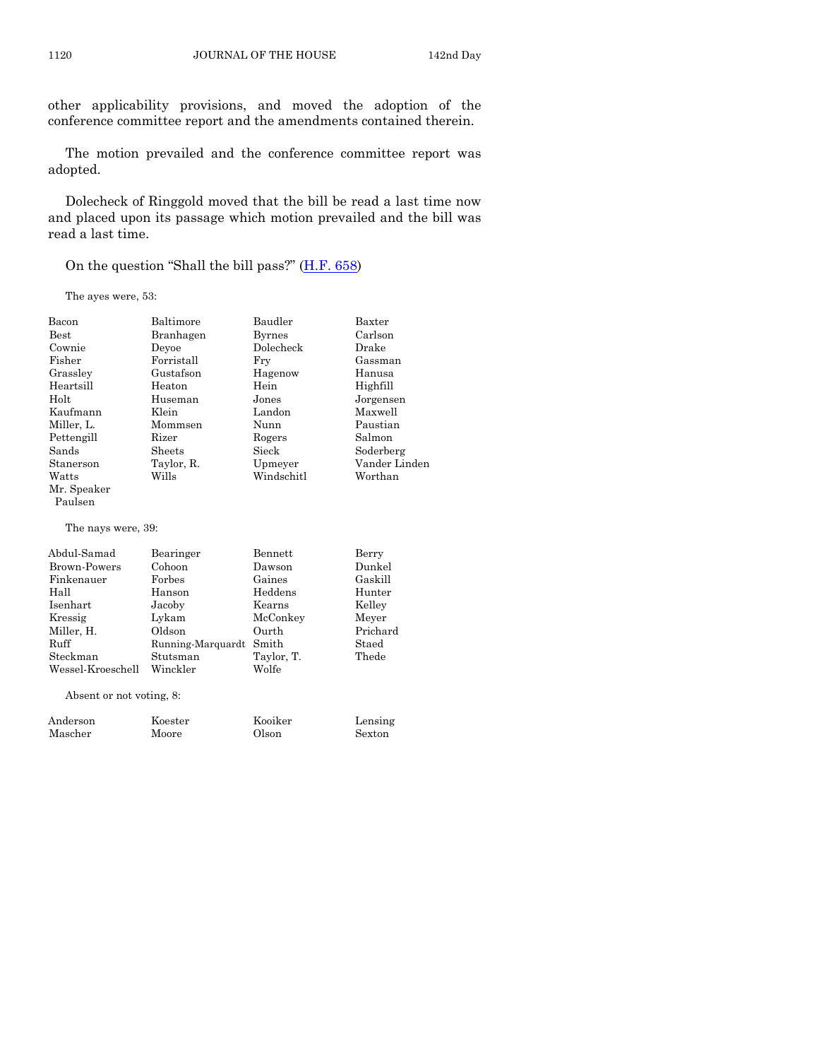other applicability provisions, and moved the adoption of the conference committee report and the amendments contained therein.

The motion prevailed and the conference committee report was adopted.

Dolecheck of Ringgold moved that the bill be read a last time now and placed upon its passage which motion prevailed and the bill was read a last time.

On the question "Shall the bill pass?" (H.F. 658)

The ayes were, 53:

| | | | |
|---|---|---|---|
| Bacon | Baltimore | Baudler | Baxter |
| Best | Branhagen | Byrnes | Carlson |
| Cownie | Deyoe | Dolecheck | Drake |
| Fisher | Forristall | Fry | Gassman |
| Grassley | Gustafson | Hagenow | Hanusa |
| Heartsill | Heaton | Hein | Highfill |
| Holt | Huseman | Jones | Jorgensen |
| Kaufmann | Klein | Landon | Maxwell |
| Miller, L. | Mommsen | Nunn | Paustian |
| Pettengill | Rizer | Rogers | Salmon |
| Sands | Sheets | Sieck | Soderberg |
| Stanerson | Taylor, R. | Upmeyer | Vander Linden |
| Watts | Wills | Windschitl | Worthan |
| Mr. Speaker Paulsen | | | |

The nays were, 39:

| | | | |
|---|---|---|---|
| Abdul-Samad | Bearinger | Bennett | Berry |
| Brown-Powers | Cohoon | Dawson | Dunkel |
| Finkenauer | Forbes | Gaines | Gaskill |
| Hall | Hanson | Heddens | Hunter |
| Isenhart | Jacoby | Kearns | Kelley |
| Kressig | Lykam | McConkey | Meyer |
| Miller, H. | Oldson | Ourth | Prichard |
| Ruff | Running-Marquardt | Smith | Staed |
| Steckman | Stutsman | Taylor, T. | Thede |
| Wessel-Kroeschell | Winckler | Wolfe | |

Absent or not voting, 8:

| | | | |
|---|---|---|---|
| Anderson | Koester | Kooiker | Lensing |
| Mascher | Moore | Olson | Sexton |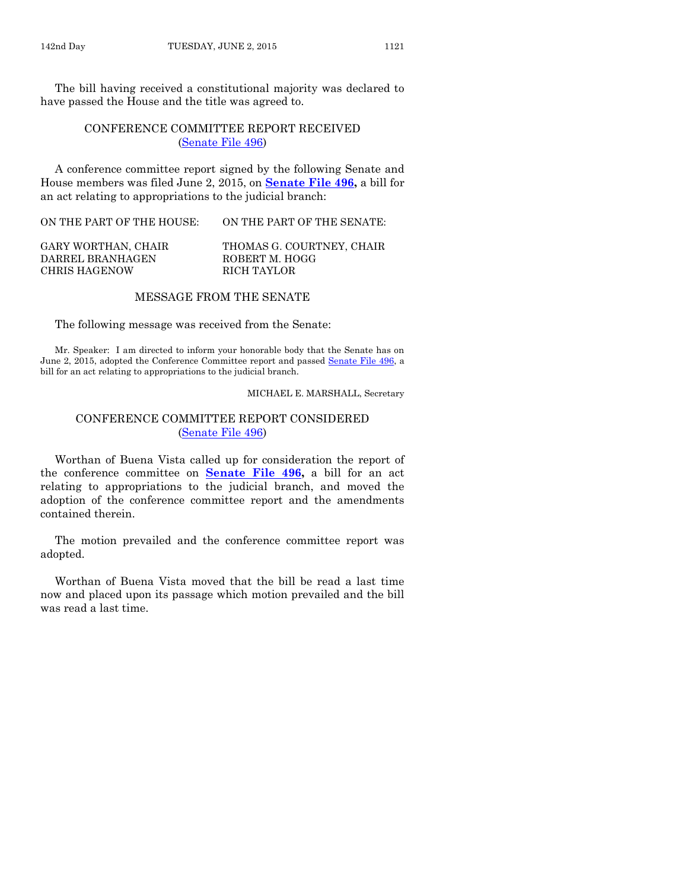The bill having received a constitutional majority was declared to have passed the House and the title was agreed to.

## CONFERENCE COMMITTEE REPORT RECEIVED
(Senate File 496)

A conference committee report signed by the following Senate and House members was filed June 2, 2015, on **Senate File 496,** a bill for an act relating to appropriations to the judicial branch:

| ON THE PART OF THE HOUSE: | ON THE PART OF THE SENATE: |
|---|---|
| GARY WORTHAN, CHAIR | THOMAS G. COURTNEY, CHAIR |
| DARREL BRANHAGEN | ROBERT M. HOGG |
| CHRIS HAGENOW | RICH TAYLOR |

## MESSAGE FROM THE SENATE

The following message was received from the Senate:

Mr. Speaker: I am directed to inform your honorable body that the Senate has on June 2, 2015, adopted the Conference Committee report and passed Senate File 496, a bill for an act relating to appropriations to the judicial branch.

MICHAEL E. MARSHALL, Secretary

## CONFERENCE COMMITTEE REPORT CONSIDERED
(Senate File 496)

Worthan of Buena Vista called up for consideration the report of the conference committee on **Senate File 496,** a bill for an act relating to appropriations to the judicial branch, and moved the adoption of the conference committee report and the amendments contained therein.

The motion prevailed and the conference committee report was adopted.

Worthan of Buena Vista moved that the bill be read a last time now and placed upon its passage which motion prevailed and the bill was read a last time.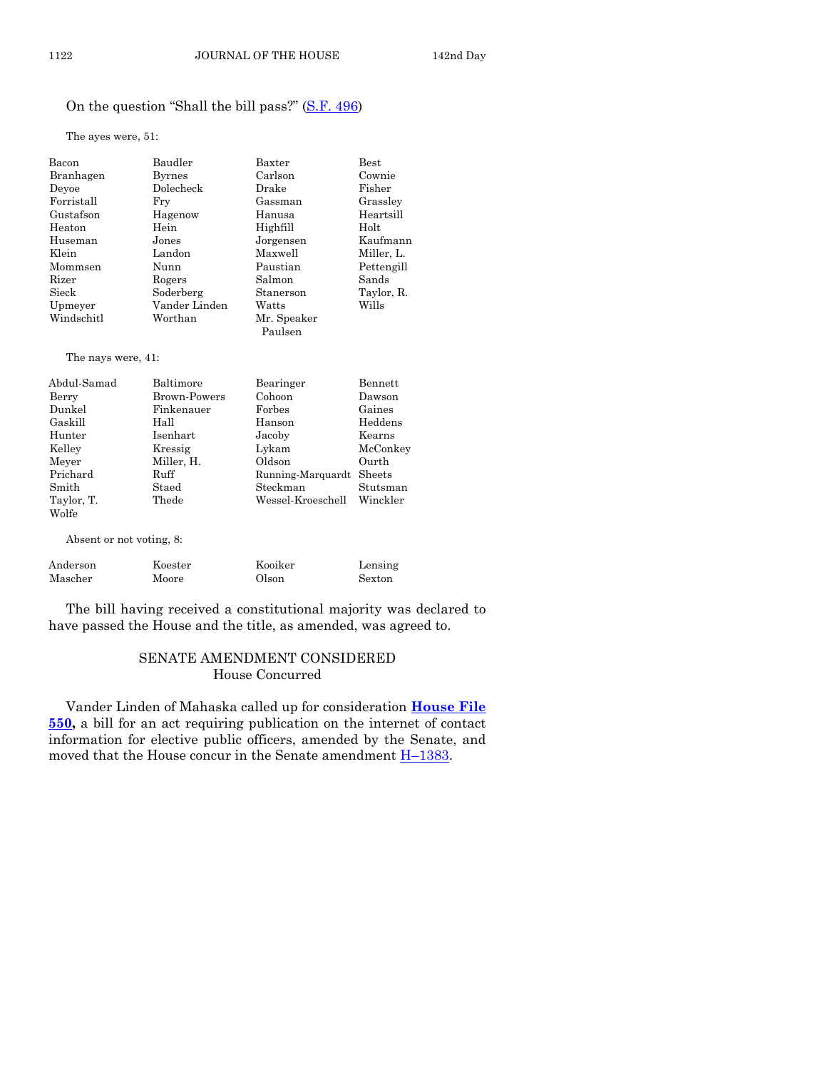On the question "Shall the bill pass?" (S.F. 496)

The ayes were, 51:

| | | | |
|---|---|---|---|
| Bacon | Baudler | Baxter | Best |
| Branhagen | Byrnes | Carlson | Cownie |
| Deyoe | Dolecheck | Drake | Fisher |
| Forristall | Fry | Gassman | Grassley |
| Gustafson | Hagenow | Hanusa | Heartsill |
| Heaton | Hein | Highfill | Holt |
| Huseman | Jones | Jorgensen | Kaufmann |
| Klein | Landon | Maxwell | Miller, L. |
| Mommsen | Nunn | Paustian | Pettengill |
| Rizer | Rogers | Salmon | Sands |
| Sieck | Soderberg | Stanerson | Taylor, R. |
| Upmeyer | Vander Linden | Watts | Wills |
| Windschitl | Worthan | Mr. Speaker Paulsen | |

The nays were, 41:

| | | | |
|---|---|---|---|
| Abdul-Samad | Baltimore | Bearinger | Bennett |
| Berry | Brown-Powers | Cohoon | Dawson |
| Dunkel | Finkenauer | Forbes | Gaines |
| Gaskill | Hall | Hanson | Heddens |
| Hunter | Isenhart | Jacoby | Kearns |
| Kelley | Kressig | Lykam | McConkey |
| Meyer | Miller, H. | Oldson | Ourth |
| Prichard | Ruff | Running-Marquardt | Sheets |
| Smith | Staed | Steckman | Stutsman |
| Taylor, T. | Thede | Wessel-Kroeschell | Winckler |
| Wolfe | | | |

Absent or not voting, 8:

| | | | |
|---|---|---|---|
| Anderson | Koester | Kooiker | Lensing |
| Mascher | Moore | Olson | Sexton |

The bill having received a constitutional majority was declared to have passed the House and the title, as amended, was agreed to.

## SENATE AMENDMENT CONSIDERED
### House Concurred

Vander Linden of Mahaska called up for consideration **House File 550,** a bill for an act requiring publication on the internet of contact information for elective public officers, amended by the Senate, and moved that the House concur in the Senate amendment H–1383.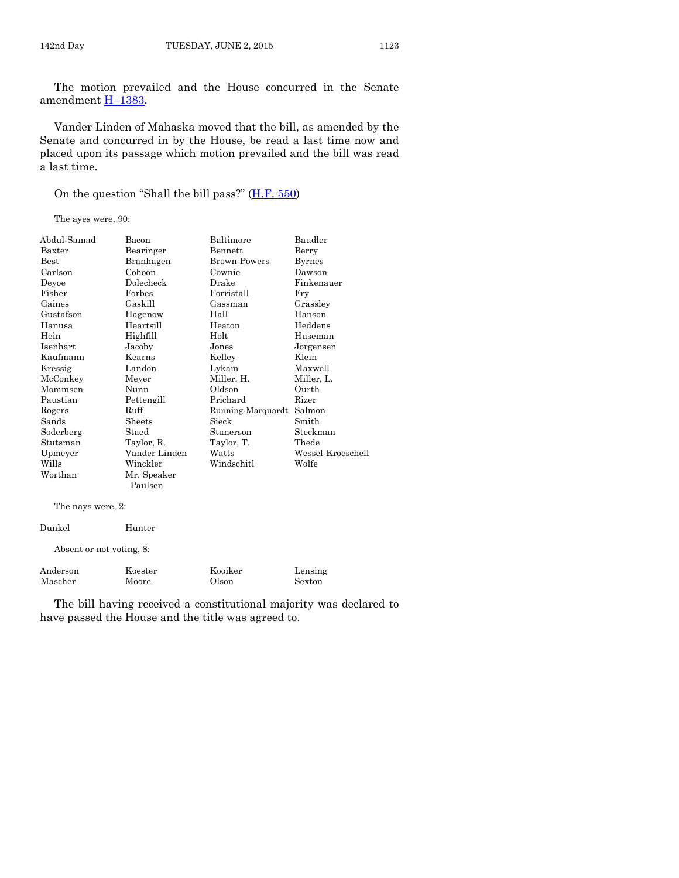The motion prevailed and the House concurred in the Senate amendment H–1383.

Vander Linden of Mahaska moved that the bill, as amended by the Senate and concurred in by the House, be read a last time now and placed upon its passage which motion prevailed and the bill was read a last time.

On the question "Shall the bill pass?" (H.F. 550)

The ayes were, 90:

| | | | |
|---|---|---|---|
| Abdul-Samad | Bacon | Baltimore | Baudler |
| Baxter | Bearinger | Bennett | Berry |
| Best | Branhagen | Brown-Powers | Byrnes |
| Carlson | Cohoon | Cownie | Dawson |
| Deyoe | Dolecheck | Drake | Finkenauer |
| Fisher | Forbes | Forristall | Fry |
| Gaines | Gaskill | Gassman | Grassley |
| Gustafson | Hagenow | Hall | Hanson |
| Hanusa | Heartsill | Heaton | Heddens |
| Hein | Highfill | Holt | Huseman |
| Isenhart | Jacoby | Jones | Jorgensen |
| Kaufmann | Kearns | Kelley | Klein |
| Kressig | Landon | Lykam | Maxwell |
| McConkey | Meyer | Miller, H. | Miller, L. |
| Mommsen | Nunn | Oldson | Ourth |
| Paustian | Pettengill | Prichard | Rizer |
| Rogers | Ruff | Running-Marquardt | Salmon |
| Sands | Sheets | Sieck | Smith |
| Soderberg | Staed | Stanerson | Steckman |
| Stutsman | Taylor, R. | Taylor, T. | Thede |
| Upmeyer | Vander Linden | Watts | Wessel-Kroeschell |
| Wills | Winckler | Windschitl | Wolfe |
| Worthan | Mr. Speaker Paulsen | | |

The nays were, 2:

| | |
|---|---|
| Dunkel | Hunter |

Absent or not voting, 8:

| | | | |
|---|---|---|---|
| Anderson | Koester | Kooiker | Lensing |
| Mascher | Moore | Olson | Sexton |

The bill having received a constitutional majority was declared to have passed the House and the title was agreed to.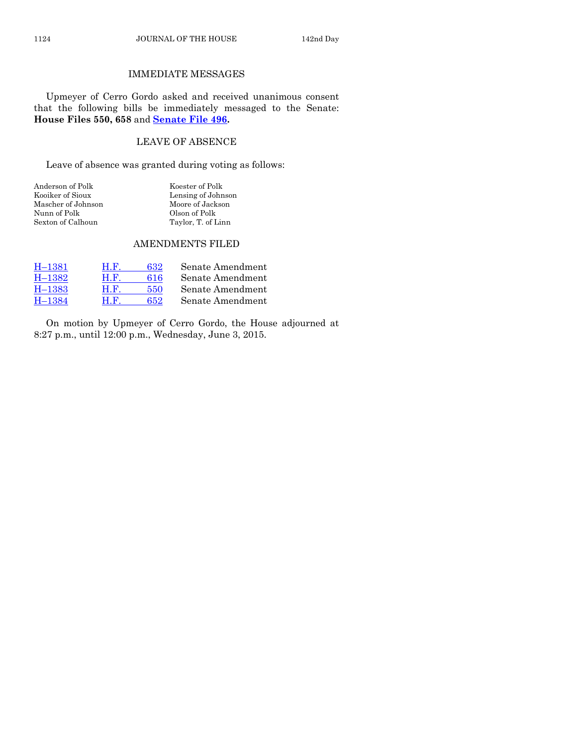## IMMEDIATE MESSAGES

Upmeyer of Cerro Gordo asked and received unanimous consent that the following bills be immediately messaged to the Senate: **House Files 550, 658** and **Senate File 496.**

## LEAVE OF ABSENCE

Leave of absence was granted during voting as follows:

| | |
|---|---|
| Anderson of Polk | Koester of Polk |
| Kooiker of Sioux | Lensing of Johnson |
| Mascher of Johnson | Moore of Jackson |
| Nunn of Polk | Olson of Polk |
| Sexton of Calhoun | Taylor, T. of Linn |

## AMENDMENTS FILED

| | | |
|---|---|---|
| H–1381 | H.F. 632 | Senate Amendment |
| H–1382 | H.F. 616 | Senate Amendment |
| H–1383 | H.F. 550 | Senate Amendment |
| H–1384 | H.F. 652 | Senate Amendment |

On motion by Upmeyer of Cerro Gordo, the House adjourned at 8:27 p.m., until 12:00 p.m., Wednesday, June 3, 2015.